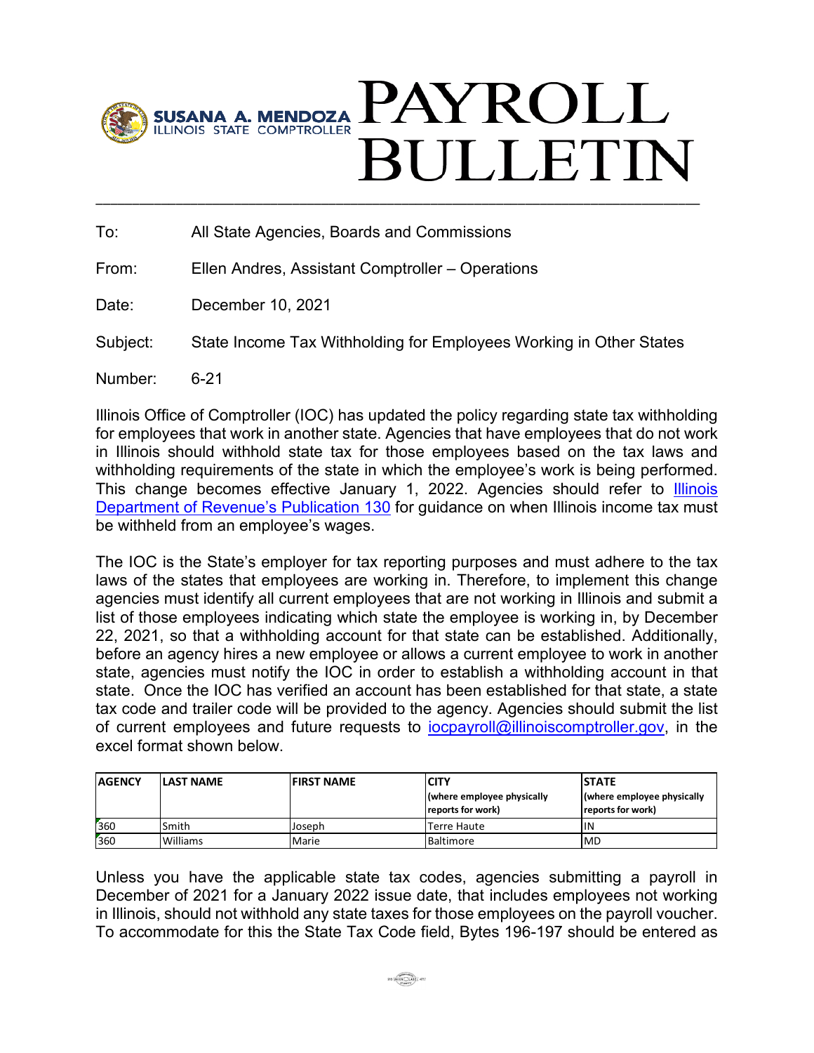SUSANA A. MENDOZA
ILLINOIS STATE COMPTROLLER

# PAYROLL BULLETIN

To: All State Agencies, Boards and Commissions

From: Ellen Andres, Assistant Comptroller – Operations

Date: December 10, 2021

Subject: State Income Tax Withholding for Employees Working in Other States

Number: 6-21

Illinois Office of Comptroller (IOC) has updated the policy regarding state tax withholding for employees that work in another state. Agencies that have employees that do not work in Illinois should withhold state tax for those employees based on the tax laws and withholding requirements of the state in which the employee's work is being performed. This change becomes effective January 1, 2022. Agencies should refer to Illinois Department of Revenue's Publication 130 for guidance on when Illinois income tax must be withheld from an employee's wages.

The IOC is the State's employer for tax reporting purposes and must adhere to the tax laws of the states that employees are working in. Therefore, to implement this change agencies must identify all current employees that are not working in Illinois and submit a list of those employees indicating which state the employee is working in, by December 22, 2021, so that a withholding account for that state can be established. Additionally, before an agency hires a new employee or allows a current employee to work in another state, agencies must notify the IOC in order to establish a withholding account in that state. Once the IOC has verified an account has been established for that state, a state tax code and trailer code will be provided to the agency. Agencies should submit the list of current employees and future requests to iocpayroll@illinoiscomptroller.gov, in the excel format shown below.

| AGENCY | LAST NAME | FIRST NAME | CITY (where employee physically reports for work) | STATE (where employee physically reports for work) |
|---|---|---|---|---|
| 360 | Smith | Joseph | Terre Haute | IN |
| 360 | Williams | Marie | Baltimore | MD |

Unless you have the applicable state tax codes, agencies submitting a payroll in December of 2021 for a January 2022 issue date, that includes employees not working in Illinois, should not withhold any state taxes for those employees on the payroll voucher. To accommodate for this the State Tax Code field, Bytes 196-197 should be entered as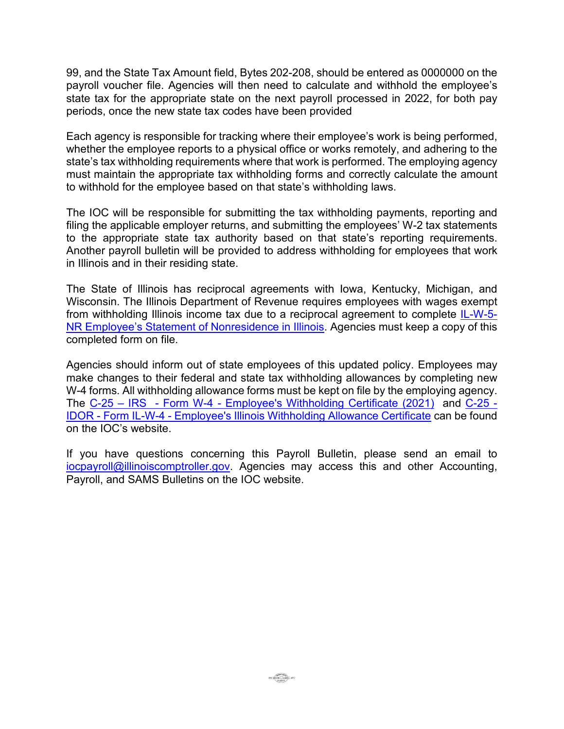99, and the State Tax Amount field, Bytes 202-208, should be entered as 0000000 on the payroll voucher file. Agencies will then need to calculate and withhold the employee's state tax for the appropriate state on the next payroll processed in 2022, for both pay periods, once the new state tax codes have been provided

Each agency is responsible for tracking where their employee's work is being performed, whether the employee reports to a physical office or works remotely, and adhering to the state's tax withholding requirements where that work is performed. The employing agency must maintain the appropriate tax withholding forms and correctly calculate the amount to withhold for the employee based on that state's withholding laws.

The IOC will be responsible for submitting the tax withholding payments, reporting and filing the applicable employer returns, and submitting the employees' W-2 tax statements to the appropriate state tax authority based on that state's reporting requirements. Another payroll bulletin will be provided to address withholding for employees that work in Illinois and in their residing state.

The State of Illinois has reciprocal agreements with Iowa, Kentucky, Michigan, and Wisconsin. The Illinois Department of Revenue requires employees with wages exempt from withholding Illinois income tax due to a reciprocal agreement to complete IL-W-5-NR Employee's Statement of Nonresidence in Illinois. Agencies must keep a copy of this completed form on file.

Agencies should inform out of state employees of this updated policy. Employees may make changes to their federal and state tax withholding allowances by completing new W-4 forms. All withholding allowance forms must be kept on file by the employing agency. The C-25 – IRS - Form W-4 - Employee's Withholding Certificate (2021) and C-25 - IDOR - Form IL-W-4 - Employee's Illinois Withholding Allowance Certificate can be found on the IOC's website.

If you have questions concerning this Payroll Bulletin, please send an email to iocpayroll@illinoiscomptroller.gov. Agencies may access this and other Accounting, Payroll, and SAMS Bulletins on the IOC website.